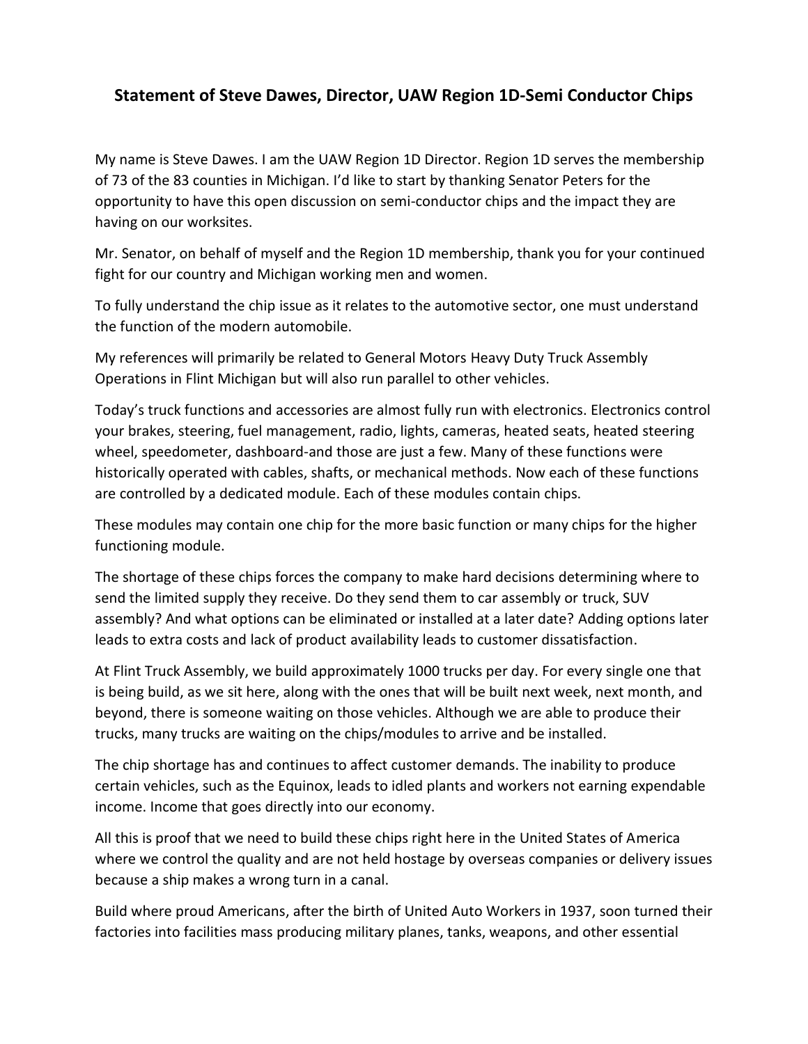# Statement of Steve Dawes, Director, UAW Region 1D-Semi Conductor Chips

My name is Steve Dawes. I am the UAW Region 1D Director. Region 1D serves the membership of 73 of the 83 counties in Michigan. I'd like to start by thanking Senator Peters for the opportunity to have this open discussion on semi-conductor chips and the impact they are having on our worksites.

Mr. Senator, on behalf of myself and the Region 1D membership, thank you for your continued fight for our country and Michigan working men and women.

To fully understand the chip issue as it relates to the automotive sector, one must understand the function of the modern automobile.

My references will primarily be related to General Motors Heavy Duty Truck Assembly Operations in Flint Michigan but will also run parallel to other vehicles.

Today's truck functions and accessories are almost fully run with electronics. Electronics control your brakes, steering, fuel management, radio, lights, cameras, heated seats, heated steering wheel, speedometer, dashboard-and those are just a few. Many of these functions were historically operated with cables, shafts, or mechanical methods. Now each of these functions are controlled by a dedicated module. Each of these modules contain chips.

These modules may contain one chip for the more basic function or many chips for the higher functioning module.

The shortage of these chips forces the company to make hard decisions determining where to send the limited supply they receive. Do they send them to car assembly or truck, SUV assembly? And what options can be eliminated or installed at a later date? Adding options later leads to extra costs and lack of product availability leads to customer dissatisfaction.

At Flint Truck Assembly, we build approximately 1000 trucks per day. For every single one that is being build, as we sit here, along with the ones that will be built next week, next month, and beyond, there is someone waiting on those vehicles. Although we are able to produce their trucks, many trucks are waiting on the chips/modules to arrive and be installed.

The chip shortage has and continues to affect customer demands. The inability to produce certain vehicles, such as the Equinox, leads to idled plants and workers not earning expendable income. Income that goes directly into our economy.

All this is proof that we need to build these chips right here in the United States of America where we control the quality and are not held hostage by overseas companies or delivery issues because a ship makes a wrong turn in a canal.

Build where proud Americans, after the birth of United Auto Workers in 1937, soon turned their factories into facilities mass producing military planes, tanks, weapons, and other essential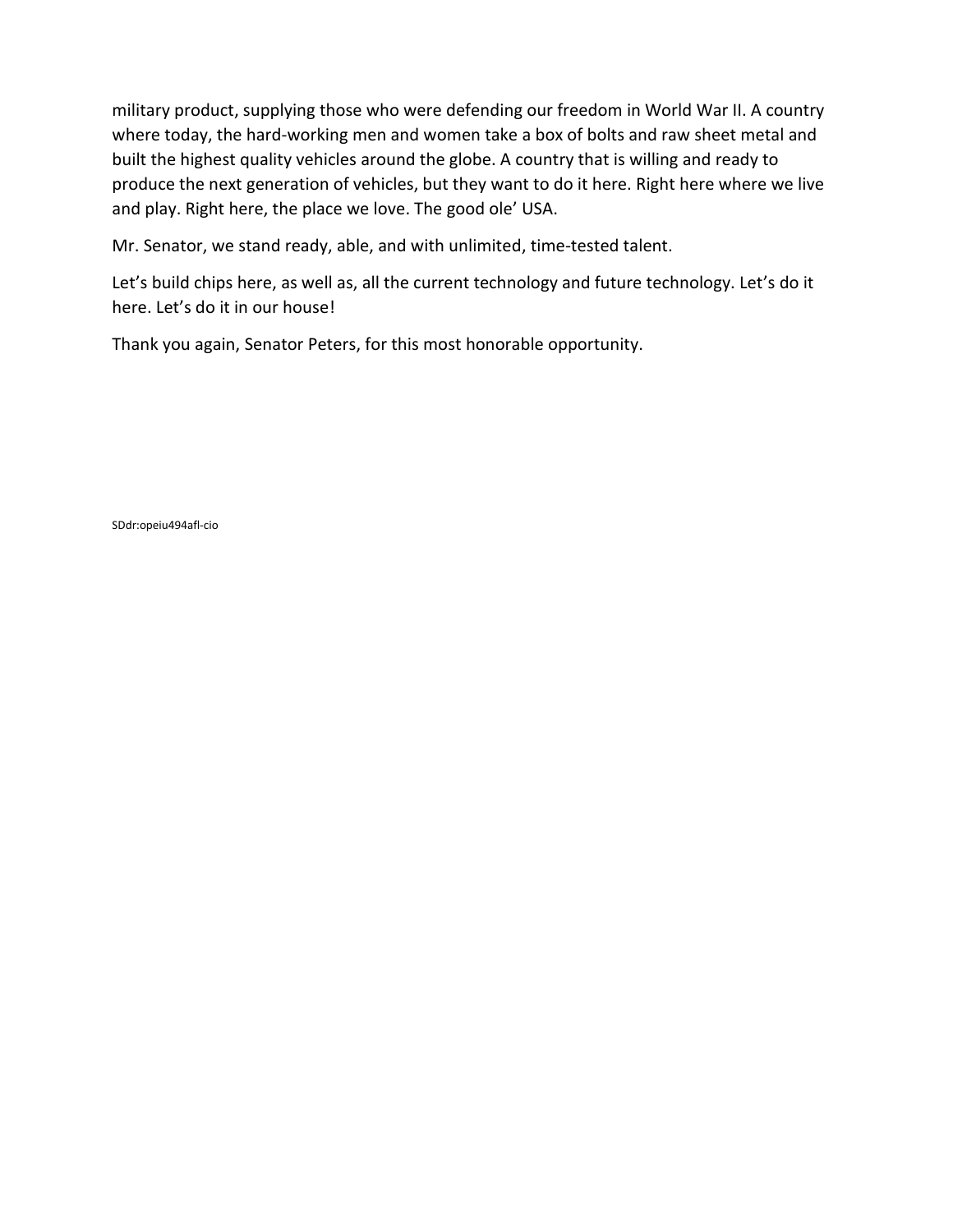military product, supplying those who were defending our freedom in World War II. A country where today, the hard-working men and women take a box of bolts and raw sheet metal and built the highest quality vehicles around the globe. A country that is willing and ready to produce the next generation of vehicles, but they want to do it here. Right here where we live and play. Right here, the place we love. The good ole' USA.

Mr. Senator, we stand ready, able, and with unlimited, time-tested talent.

Let's build chips here, as well as, all the current technology and future technology. Let's do it here. Let's do it in our house!

Thank you again, Senator Peters, for this most honorable opportunity.

SDdr:opeiu494afl-cio